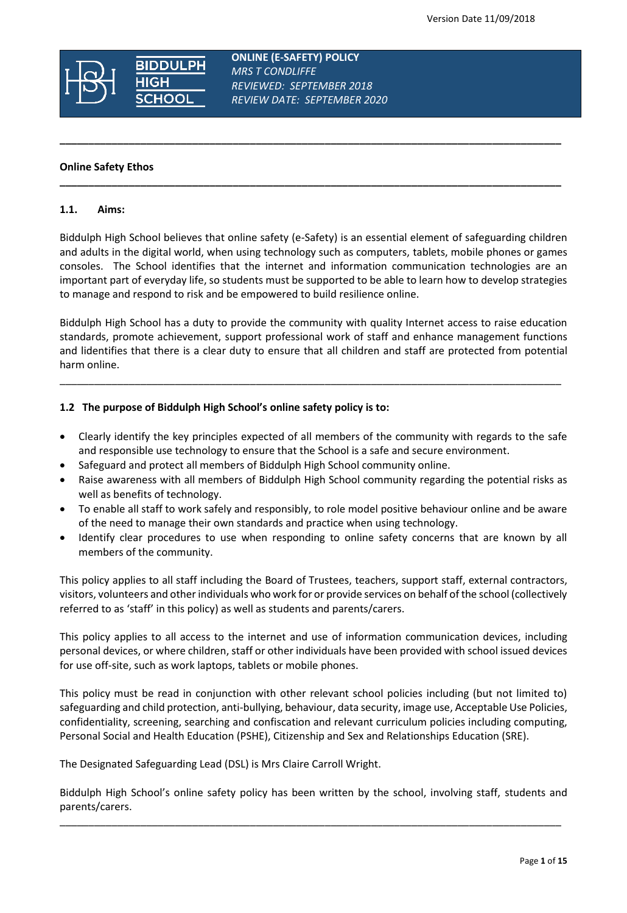**ONLINE (E-SAFETY) POLICY**
*MRS T CONDLIFFE*
*REVIEWED: SEPTEMBER 2018*
*REVIEW DATE: SEPTEMBER 2020*

---

## Online Safety Ethos

---

### 1.1. Aims:

Biddulph High School believes that online safety (e-Safety) is an essential element of safeguarding children and adults in the digital world, when using technology such as computers, tablets, mobile phones or games consoles. The School identifies that the internet and information communication technologies are an important part of everyday life, so students must be supported to be able to learn how to develop strategies to manage and respond to risk and be empowered to build resilience online.

Biddulph High School has a duty to provide the community with quality Internet access to raise education standards, promote achievement, support professional work of staff and enhance management functions and Iidentifies that there is a clear duty to ensure that all children and staff are protected from potential harm online.

---

### 1.2 The purpose of Biddulph High School's online safety policy is to:

- Clearly identify the key principles expected of all members of the community with regards to the safe and responsible use technology to ensure that the School is a safe and secure environment.
- Safeguard and protect all members of Biddulph High School community online.
- Raise awareness with all members of Biddulph High School community regarding the potential risks as well as benefits of technology.
- To enable all staff to work safely and responsibly, to role model positive behaviour online and be aware of the need to manage their own standards and practice when using technology.
- Identify clear procedures to use when responding to online safety concerns that are known by all members of the community.

This policy applies to all staff including the Board of Trustees, teachers, support staff, external contractors, visitors, volunteers and other individuals who work for or provide services on behalf of the school (collectively referred to as 'staff' in this policy) as well as students and parents/carers.

This policy applies to all access to the internet and use of information communication devices, including personal devices, or where children, staff or other individuals have been provided with school issued devices for use off-site, such as work laptops, tablets or mobile phones.

This policy must be read in conjunction with other relevant school policies including (but not limited to) safeguarding and child protection, anti-bullying, behaviour, data security, image use, Acceptable Use Policies, confidentiality, screening, searching and confiscation and relevant curriculum policies including computing, Personal Social and Health Education (PSHE), Citizenship and Sex and Relationships Education (SRE).

The Designated Safeguarding Lead (DSL) is Mrs Claire Carroll Wright.

Biddulph High School's online safety policy has been written by the school, involving staff, students and parents/carers.

---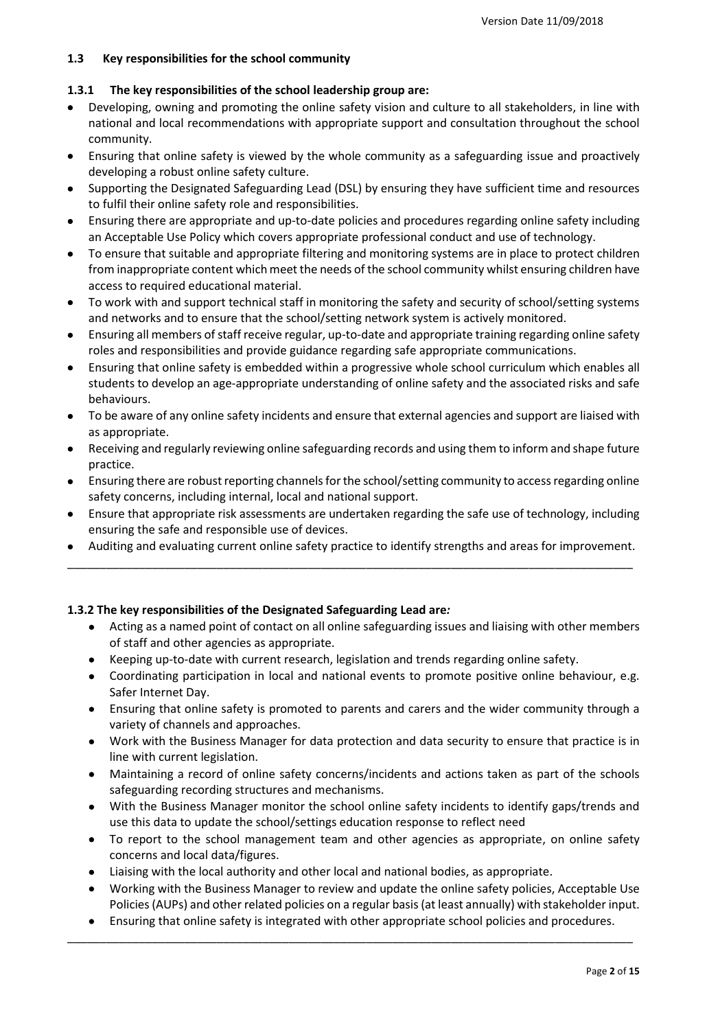### 1.3 Key responsibilities for the school community

#### 1.3.1 The key responsibilities of the school leadership group are:

- Developing, owning and promoting the online safety vision and culture to all stakeholders, in line with national and local recommendations with appropriate support and consultation throughout the school community.
- Ensuring that online safety is viewed by the whole community as a safeguarding issue and proactively developing a robust online safety culture.
- Supporting the Designated Safeguarding Lead (DSL) by ensuring they have sufficient time and resources to fulfil their online safety role and responsibilities.
- Ensuring there are appropriate and up-to-date policies and procedures regarding online safety including an Acceptable Use Policy which covers appropriate professional conduct and use of technology.
- To ensure that suitable and appropriate filtering and monitoring systems are in place to protect children from inappropriate content which meet the needs of the school community whilst ensuring children have access to required educational material.
- To work with and support technical staff in monitoring the safety and security of school/setting systems and networks and to ensure that the school/setting network system is actively monitored.
- Ensuring all members of staff receive regular, up-to-date and appropriate training regarding online safety roles and responsibilities and provide guidance regarding safe appropriate communications.
- Ensuring that online safety is embedded within a progressive whole school curriculum which enables all students to develop an age-appropriate understanding of online safety and the associated risks and safe behaviours.
- To be aware of any online safety incidents and ensure that external agencies and support are liaised with as appropriate.
- Receiving and regularly reviewing online safeguarding records and using them to inform and shape future practice.
- Ensuring there are robust reporting channels for the school/setting community to access regarding online safety concerns, including internal, local and national support.
- Ensure that appropriate risk assessments are undertaken regarding the safe use of technology, including ensuring the safe and responsible use of devices.
- Auditing and evaluating current online safety practice to identify strengths and areas for improvement.

---

#### 1.3.2 The key responsibilities of the Designated Safeguarding Lead are*:*

- Acting as a named point of contact on all online safeguarding issues and liaising with other members of staff and other agencies as appropriate.
- Keeping up-to-date with current research, legislation and trends regarding online safety.
- Coordinating participation in local and national events to promote positive online behaviour, e.g. Safer Internet Day.
- Ensuring that online safety is promoted to parents and carers and the wider community through a variety of channels and approaches.
- Work with the Business Manager for data protection and data security to ensure that practice is in line with current legislation.
- Maintaining a record of online safety concerns/incidents and actions taken as part of the schools safeguarding recording structures and mechanisms.
- With the Business Manager monitor the school online safety incidents to identify gaps/trends and use this data to update the school/settings education response to reflect need
- To report to the school management team and other agencies as appropriate, on online safety concerns and local data/figures.
- Liaising with the local authority and other local and national bodies, as appropriate.
- Working with the Business Manager to review and update the online safety policies, Acceptable Use Policies (AUPs) and other related policies on a regular basis (at least annually) with stakeholder input.
- Ensuring that online safety is integrated with other appropriate school policies and procedures.

---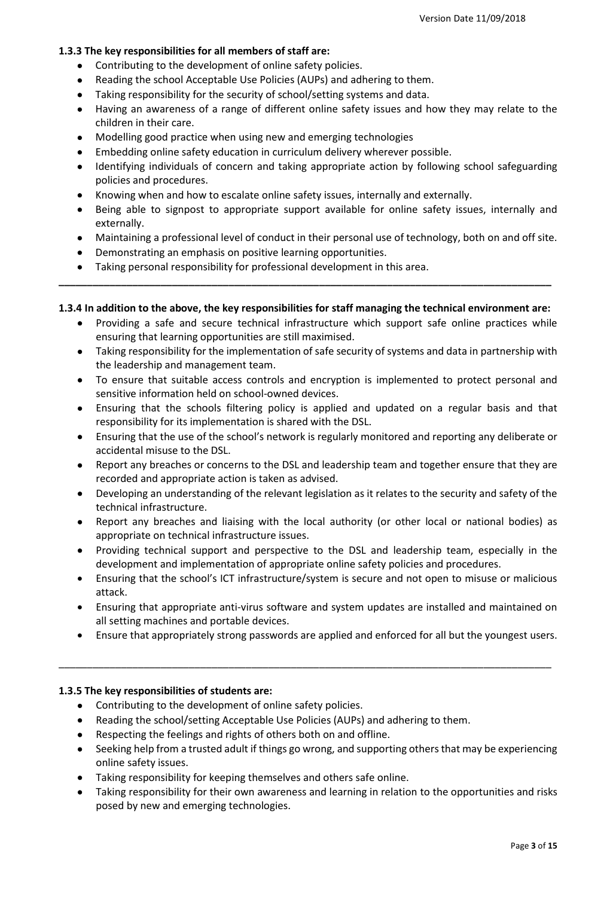**1.3.3 The key responsibilities for all members of staff are:**

- Contributing to the development of online safety policies.
- Reading the school Acceptable Use Policies (AUPs) and adhering to them.
- Taking responsibility for the security of school/setting systems and data.
- Having an awareness of a range of different online safety issues and how they may relate to the children in their care.
- Modelling good practice when using new and emerging technologies
- Embedding online safety education in curriculum delivery wherever possible.
- Identifying individuals of concern and taking appropriate action by following school safeguarding policies and procedures.
- Knowing when and how to escalate online safety issues, internally and externally.
- Being able to signpost to appropriate support available for online safety issues, internally and externally.
- Maintaining a professional level of conduct in their personal use of technology, both on and off site.
- Demonstrating an emphasis on positive learning opportunities.
- Taking personal responsibility for professional development in this area.

---

**1.3.4 In addition to the above, the key responsibilities for staff managing the technical environment are:**

- Providing a safe and secure technical infrastructure which support safe online practices while ensuring that learning opportunities are still maximised.
- Taking responsibility for the implementation of safe security of systems and data in partnership with the leadership and management team.
- To ensure that suitable access controls and encryption is implemented to protect personal and sensitive information held on school-owned devices.
- Ensuring that the schools filtering policy is applied and updated on a regular basis and that responsibility for its implementation is shared with the DSL.
- Ensuring that the use of the school's network is regularly monitored and reporting any deliberate or accidental misuse to the DSL.
- Report any breaches or concerns to the DSL and leadership team and together ensure that they are recorded and appropriate action is taken as advised.
- Developing an understanding of the relevant legislation as it relates to the security and safety of the technical infrastructure.
- Report any breaches and liaising with the local authority (or other local or national bodies) as appropriate on technical infrastructure issues.
- Providing technical support and perspective to the DSL and leadership team, especially in the development and implementation of appropriate online safety policies and procedures.
- Ensuring that the school's ICT infrastructure/system is secure and not open to misuse or malicious attack.
- Ensuring that appropriate anti-virus software and system updates are installed and maintained on all setting machines and portable devices.
- Ensure that appropriately strong passwords are applied and enforced for all but the youngest users.

---

**1.3.5 The key responsibilities of students are:**

- Contributing to the development of online safety policies.
- Reading the school/setting Acceptable Use Policies (AUPs) and adhering to them.
- Respecting the feelings and rights of others both on and offline.
- Seeking help from a trusted adult if things go wrong, and supporting others that may be experiencing online safety issues.
- Taking responsibility for keeping themselves and others safe online.
- Taking responsibility for their own awareness and learning in relation to the opportunities and risks posed by new and emerging technologies.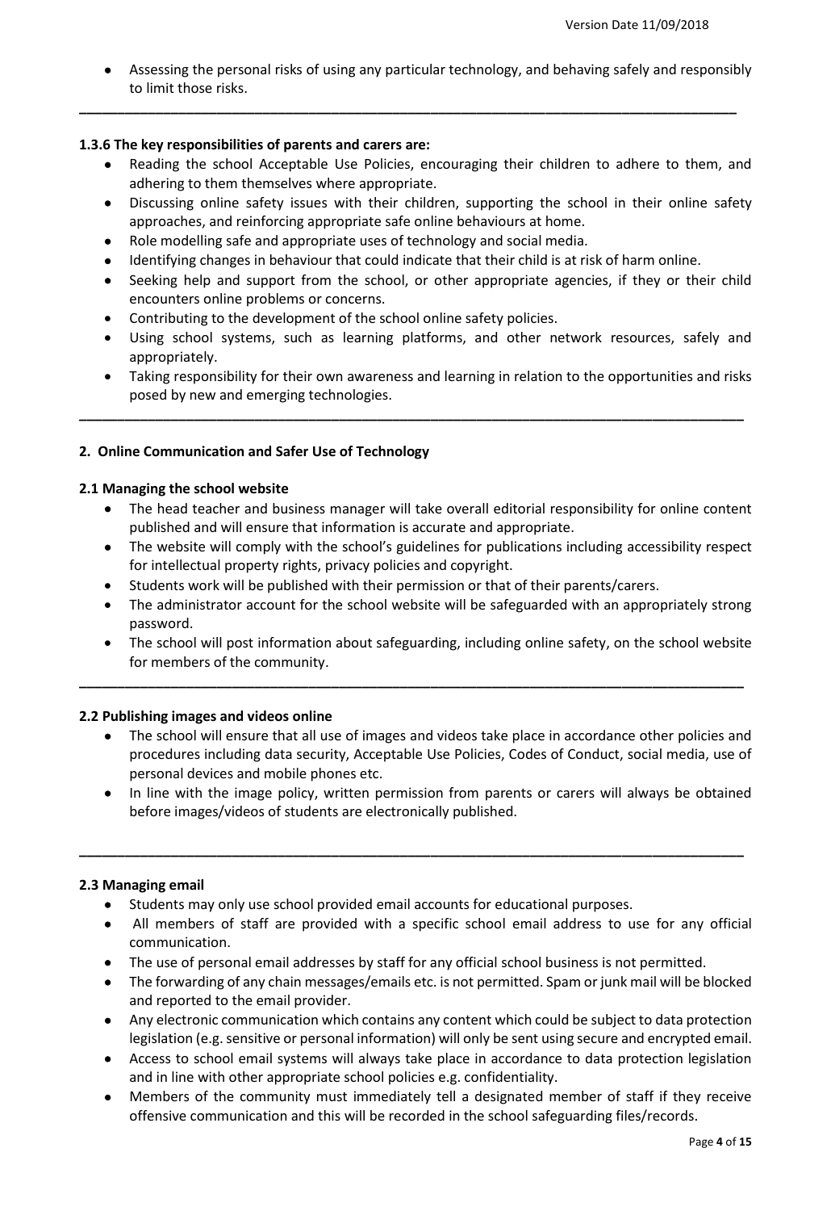- Assessing the personal risks of using any particular technology, and behaving safely and responsibly to limit those risks.

---

**1.3.6 The key responsibilities of parents and carers are:**

- Reading the school Acceptable Use Policies, encouraging their children to adhere to them, and adhering to them themselves where appropriate.
- Discussing online safety issues with their children, supporting the school in their online safety approaches, and reinforcing appropriate safe online behaviours at home.
- Role modelling safe and appropriate uses of technology and social media.
- Identifying changes in behaviour that could indicate that their child is at risk of harm online.
- Seeking help and support from the school, or other appropriate agencies, if they or their child encounters online problems or concerns.
- Contributing to the development of the school online safety policies.
- Using school systems, such as learning platforms, and other network resources, safely and appropriately.
- Taking responsibility for their own awareness and learning in relation to the opportunities and risks posed by new and emerging technologies.

---

**2. Online Communication and Safer Use of Technology**

**2.1 Managing the school website**

- The head teacher and business manager will take overall editorial responsibility for online content published and will ensure that information is accurate and appropriate.
- The website will comply with the school's guidelines for publications including accessibility respect for intellectual property rights, privacy policies and copyright.
- Students work will be published with their permission or that of their parents/carers.
- The administrator account for the school website will be safeguarded with an appropriately strong password.
- The school will post information about safeguarding, including online safety, on the school website for members of the community.

---

**2.2 Publishing images and videos online**

- The school will ensure that all use of images and videos take place in accordance other policies and procedures including data security, Acceptable Use Policies, Codes of Conduct, social media, use of personal devices and mobile phones etc.
- In line with the image policy, written permission from parents or carers will always be obtained before images/videos of students are electronically published.

---

**2.3 Managing email**

- Students may only use school provided email accounts for educational purposes.
- All members of staff are provided with a specific school email address to use for any official communication.
- The use of personal email addresses by staff for any official school business is not permitted.
- The forwarding of any chain messages/emails etc. is not permitted. Spam or junk mail will be blocked and reported to the email provider.
- Any electronic communication which contains any content which could be subject to data protection legislation (e.g. sensitive or personal information) will only be sent using secure and encrypted email.
- Access to school email systems will always take place in accordance to data protection legislation and in line with other appropriate school policies e.g. confidentiality.
- Members of the community must immediately tell a designated member of staff if they receive offensive communication and this will be recorded in the school safeguarding files/records.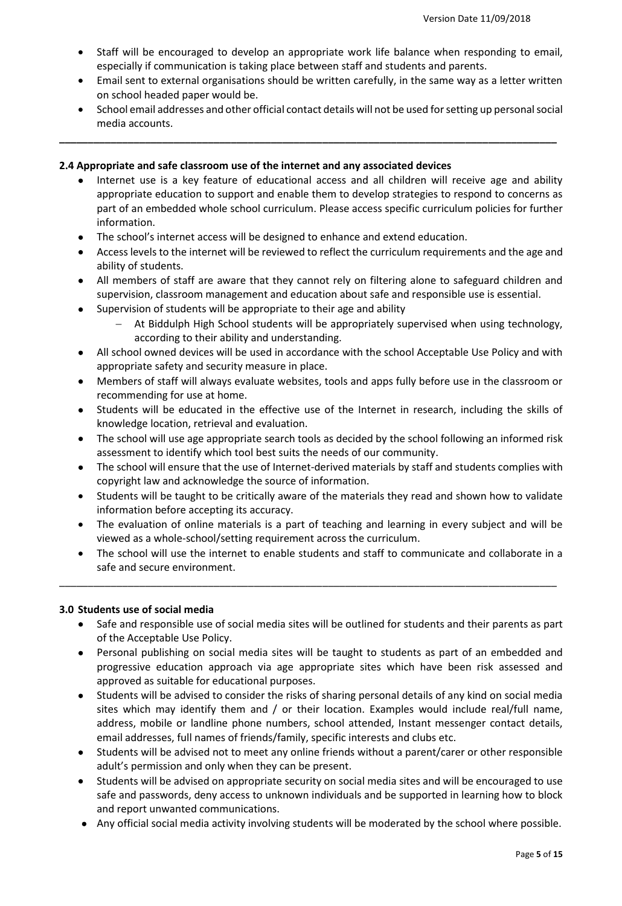- Staff will be encouraged to develop an appropriate work life balance when responding to email, especially if communication is taking place between staff and students and parents.
- Email sent to external organisations should be written carefully, in the same way as a letter written on school headed paper would be.
- School email addresses and other official contact details will not be used for setting up personal social media accounts.

---

### 2.4 Appropriate and safe classroom use of the internet and any associated devices

- Internet use is a key feature of educational access and all children will receive age and ability appropriate education to support and enable them to develop strategies to respond to concerns as part of an embedded whole school curriculum. Please access specific curriculum policies for further information.
- The school's internet access will be designed to enhance and extend education.
- Access levels to the internet will be reviewed to reflect the curriculum requirements and the age and ability of students.
- All members of staff are aware that they cannot rely on filtering alone to safeguard children and supervision, classroom management and education about safe and responsible use is essential.
- Supervision of students will be appropriate to their age and ability
  - At Biddulph High School students will be appropriately supervised when using technology, according to their ability and understanding.
- All school owned devices will be used in accordance with the school Acceptable Use Policy and with appropriate safety and security measure in place.
- Members of staff will always evaluate websites, tools and apps fully before use in the classroom or recommending for use at home.
- Students will be educated in the effective use of the Internet in research, including the skills of knowledge location, retrieval and evaluation.
- The school will use age appropriate search tools as decided by the school following an informed risk assessment to identify which tool best suits the needs of our community.
- The school will ensure that the use of Internet-derived materials by staff and students complies with copyright law and acknowledge the source of information.
- Students will be taught to be critically aware of the materials they read and shown how to validate information before accepting its accuracy.
- The evaluation of online materials is a part of teaching and learning in every subject and will be viewed as a whole-school/setting requirement across the curriculum.
- The school will use the internet to enable students and staff to communicate and collaborate in a safe and secure environment.

---

### 3.0 Students use of social media

- Safe and responsible use of social media sites will be outlined for students and their parents as part of the Acceptable Use Policy.
- Personal publishing on social media sites will be taught to students as part of an embedded and progressive education approach via age appropriate sites which have been risk assessed and approved as suitable for educational purposes.
- Students will be advised to consider the risks of sharing personal details of any kind on social media sites which may identify them and / or their location. Examples would include real/full name, address, mobile or landline phone numbers, school attended, Instant messenger contact details, email addresses, full names of friends/family, specific interests and clubs etc.
- Students will be advised not to meet any online friends without a parent/carer or other responsible adult's permission and only when they can be present.
- Students will be advised on appropriate security on social media sites and will be encouraged to use safe and passwords, deny access to unknown individuals and be supported in learning how to block and report unwanted communications.
- Any official social media activity involving students will be moderated by the school where possible.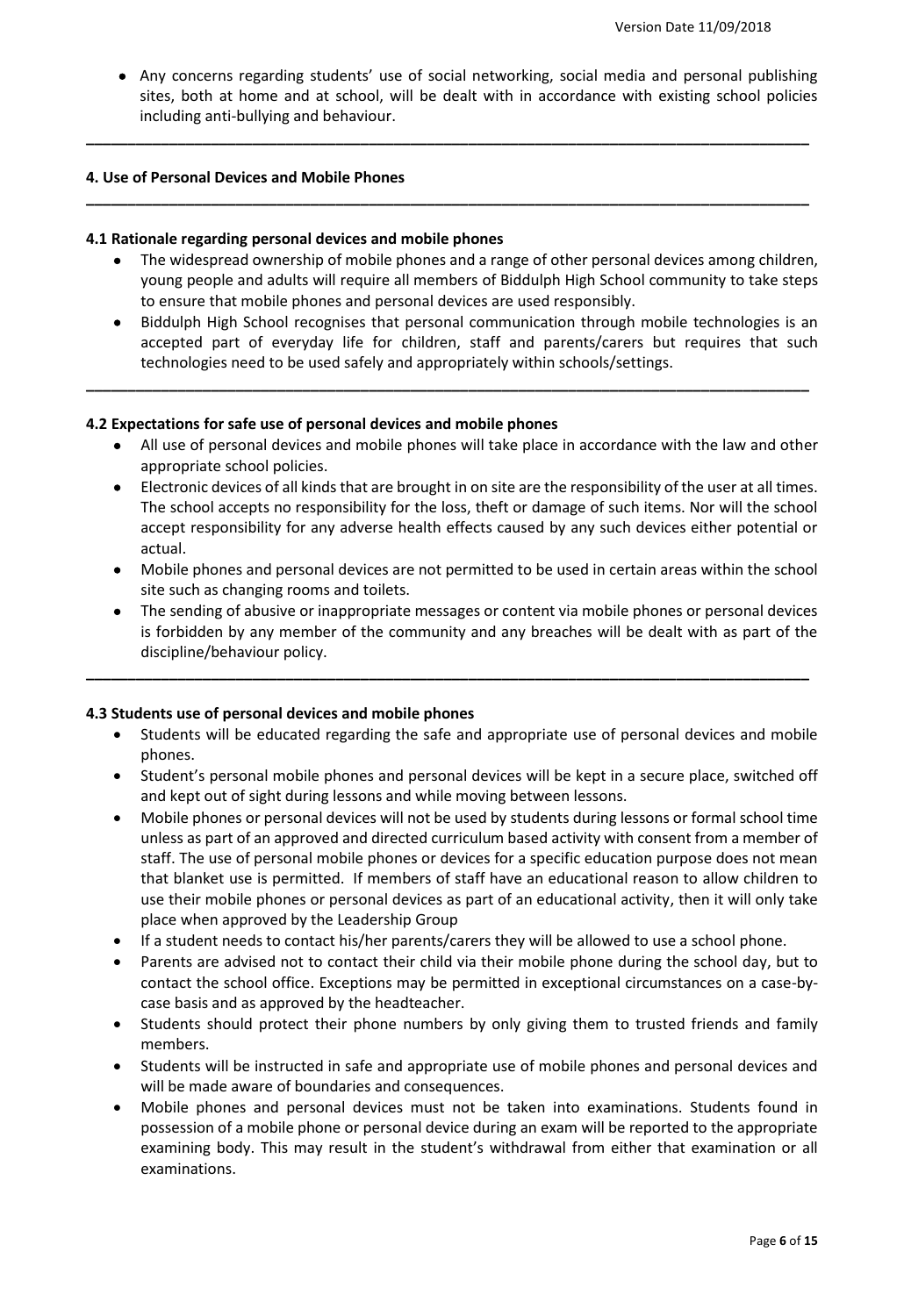- Any concerns regarding students' use of social networking, social media and personal publishing sites, both at home and at school, will be dealt with in accordance with existing school policies including anti-bullying and behaviour.

---

## 4. Use of Personal Devices and Mobile Phones

---

### 4.1 Rationale regarding personal devices and mobile phones

- The widespread ownership of mobile phones and a range of other personal devices among children, young people and adults will require all members of Biddulph High School community to take steps to ensure that mobile phones and personal devices are used responsibly.
- Biddulph High School recognises that personal communication through mobile technologies is an accepted part of everyday life for children, staff and parents/carers but requires that such technologies need to be used safely and appropriately within schools/settings.

---

### 4.2 Expectations for safe use of personal devices and mobile phones

- All use of personal devices and mobile phones will take place in accordance with the law and other appropriate school policies.
- Electronic devices of all kinds that are brought in on site are the responsibility of the user at all times. The school accepts no responsibility for the loss, theft or damage of such items. Nor will the school accept responsibility for any adverse health effects caused by any such devices either potential or actual.
- Mobile phones and personal devices are not permitted to be used in certain areas within the school site such as changing rooms and toilets.
- The sending of abusive or inappropriate messages or content via mobile phones or personal devices is forbidden by any member of the community and any breaches will be dealt with as part of the discipline/behaviour policy.

---

### 4.3 Students use of personal devices and mobile phones

- Students will be educated regarding the safe and appropriate use of personal devices and mobile phones.
- Student's personal mobile phones and personal devices will be kept in a secure place, switched off and kept out of sight during lessons and while moving between lessons.
- Mobile phones or personal devices will not be used by students during lessons or formal school time unless as part of an approved and directed curriculum based activity with consent from a member of staff. The use of personal mobile phones or devices for a specific education purpose does not mean that blanket use is permitted. If members of staff have an educational reason to allow children to use their mobile phones or personal devices as part of an educational activity, then it will only take place when approved by the Leadership Group
- If a student needs to contact his/her parents/carers they will be allowed to use a school phone.
- Parents are advised not to contact their child via their mobile phone during the school day, but to contact the school office. Exceptions may be permitted in exceptional circumstances on a case-by-case basis and as approved by the headteacher.
- Students should protect their phone numbers by only giving them to trusted friends and family members.
- Students will be instructed in safe and appropriate use of mobile phones and personal devices and will be made aware of boundaries and consequences.
- Mobile phones and personal devices must not be taken into examinations. Students found in possession of a mobile phone or personal device during an exam will be reported to the appropriate examining body. This may result in the student's withdrawal from either that examination or all examinations.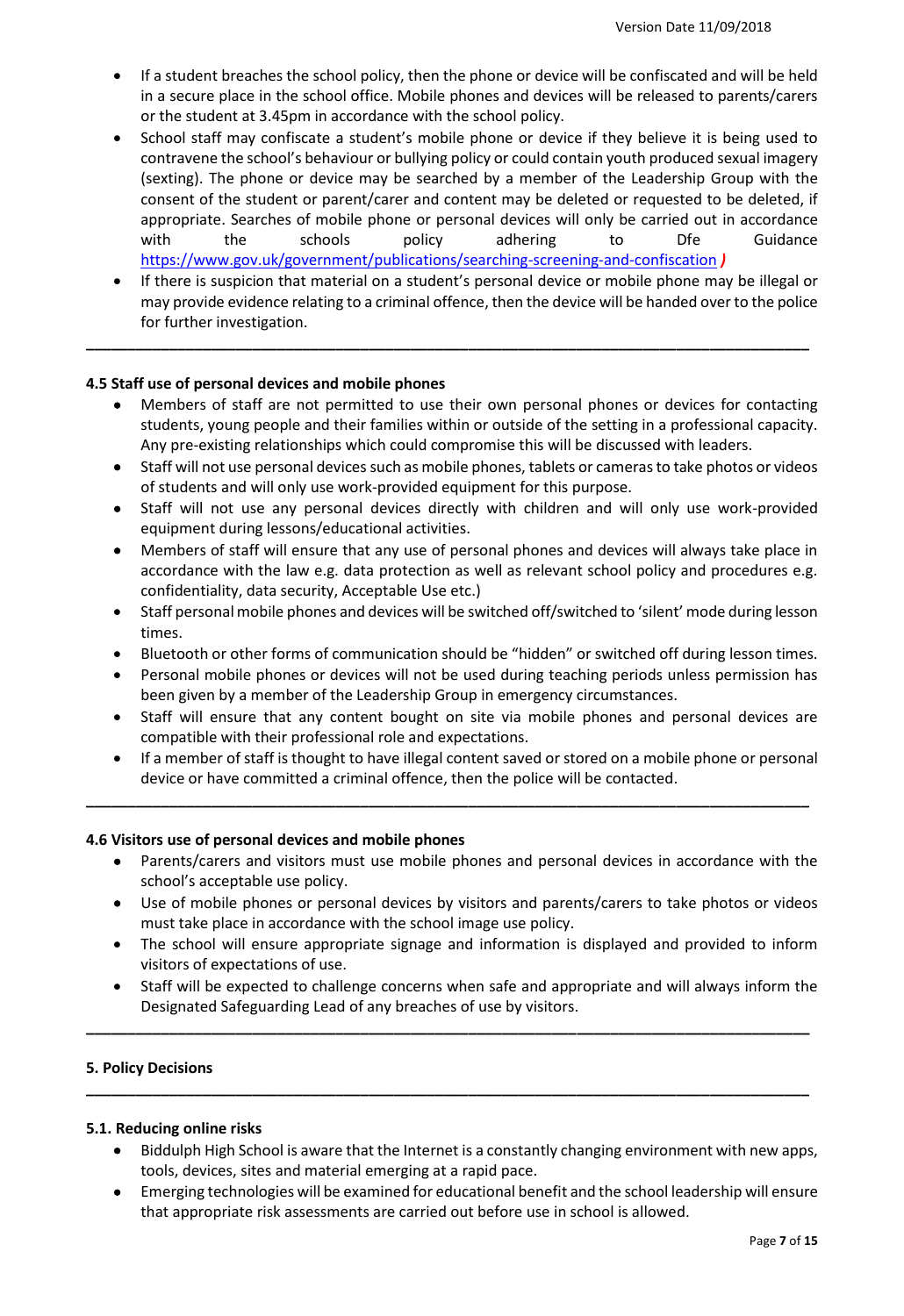- If a student breaches the school policy, then the phone or device will be confiscated and will be held in a secure place in the school office. Mobile phones and devices will be released to parents/carers or the student at 3.45pm in accordance with the school policy.
- School staff may confiscate a student's mobile phone or device if they believe it is being used to contravene the school's behaviour or bullying policy or could contain youth produced sexual imagery (sexting). The phone or device may be searched by a member of the Leadership Group with the consent of the student or parent/carer and content may be deleted or requested to be deleted, if appropriate. Searches of mobile phone or personal devices will only be carried out in accordance with the schools policy adhering to Dfe Guidance https://www.gov.uk/government/publications/searching-screening-and-confiscation )
- If there is suspicion that material on a student's personal device or mobile phone may be illegal or may provide evidence relating to a criminal offence, then the device will be handed over to the police for further investigation.

---

### 4.5 Staff use of personal devices and mobile phones

- Members of staff are not permitted to use their own personal phones or devices for contacting students, young people and their families within or outside of the setting in a professional capacity. Any pre-existing relationships which could compromise this will be discussed with leaders.
- Staff will not use personal devices such as mobile phones, tablets or cameras to take photos or videos of students and will only use work-provided equipment for this purpose.
- Staff will not use any personal devices directly with children and will only use work-provided equipment during lessons/educational activities.
- Members of staff will ensure that any use of personal phones and devices will always take place in accordance with the law e.g. data protection as well as relevant school policy and procedures e.g. confidentiality, data security, Acceptable Use etc.)
- Staff personal mobile phones and devices will be switched off/switched to 'silent' mode during lesson times.
- Bluetooth or other forms of communication should be "hidden" or switched off during lesson times.
- Personal mobile phones or devices will not be used during teaching periods unless permission has been given by a member of the Leadership Group in emergency circumstances.
- Staff will ensure that any content bought on site via mobile phones and personal devices are compatible with their professional role and expectations.
- If a member of staff is thought to have illegal content saved or stored on a mobile phone or personal device or have committed a criminal offence, then the police will be contacted.

---

### 4.6 Visitors use of personal devices and mobile phones

- Parents/carers and visitors must use mobile phones and personal devices in accordance with the school's acceptable use policy.
- Use of mobile phones or personal devices by visitors and parents/carers to take photos or videos must take place in accordance with the school image use policy.
- The school will ensure appropriate signage and information is displayed and provided to inform visitors of expectations of use.
- Staff will be expected to challenge concerns when safe and appropriate and will always inform the Designated Safeguarding Lead of any breaches of use by visitors.

---

## 5. Policy Decisions

---

### 5.1. Reducing online risks

- Biddulph High School is aware that the Internet is a constantly changing environment with new apps, tools, devices, sites and material emerging at a rapid pace.
- Emerging technologies will be examined for educational benefit and the school leadership will ensure that appropriate risk assessments are carried out before use in school is allowed.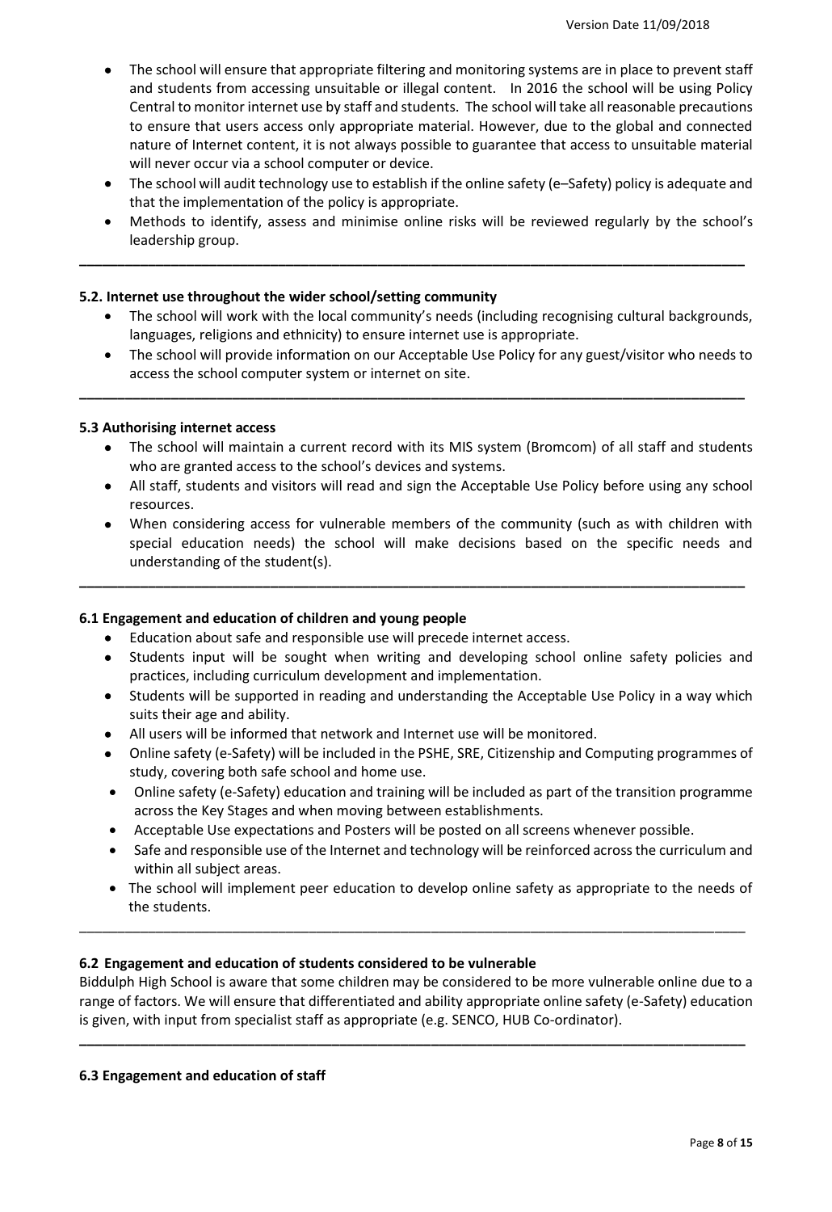- The school will ensure that appropriate filtering and monitoring systems are in place to prevent staff and students from accessing unsuitable or illegal content. In 2016 the school will be using Policy Central to monitor internet use by staff and students. The school will take all reasonable precautions to ensure that users access only appropriate material. However, due to the global and connected nature of Internet content, it is not always possible to guarantee that access to unsuitable material will never occur via a school computer or device.
- The school will audit technology use to establish if the online safety (e–Safety) policy is adequate and that the implementation of the policy is appropriate.
- Methods to identify, assess and minimise online risks will be reviewed regularly by the school's leadership group.

---

**5.2. Internet use throughout the wider school/setting community**

- The school will work with the local community's needs (including recognising cultural backgrounds, languages, religions and ethnicity) to ensure internet use is appropriate.
- The school will provide information on our Acceptable Use Policy for any guest/visitor who needs to access the school computer system or internet on site.

---

**5.3 Authorising internet access**

- The school will maintain a current record with its MIS system (Bromcom) of all staff and students who are granted access to the school's devices and systems.
- All staff, students and visitors will read and sign the Acceptable Use Policy before using any school resources.
- When considering access for vulnerable members of the community (such as with children with special education needs) the school will make decisions based on the specific needs and understanding of the student(s).

---

**6.1 Engagement and education of children and young people**

- Education about safe and responsible use will precede internet access.
- Students input will be sought when writing and developing school online safety policies and practices, including curriculum development and implementation.
- Students will be supported in reading and understanding the Acceptable Use Policy in a way which suits their age and ability.
- All users will be informed that network and Internet use will be monitored.
- Online safety (e-Safety) will be included in the PSHE, SRE, Citizenship and Computing programmes of study, covering both safe school and home use.
- Online safety (e-Safety) education and training will be included as part of the transition programme across the Key Stages and when moving between establishments.
- Acceptable Use expectations and Posters will be posted on all screens whenever possible.
- Safe and responsible use of the Internet and technology will be reinforced across the curriculum and within all subject areas.
- The school will implement peer education to develop online safety as appropriate to the needs of the students.

---

**6.2 Engagement and education of students considered to be vulnerable**

Biddulph High School is aware that some children may be considered to be more vulnerable online due to a range of factors. We will ensure that differentiated and ability appropriate online safety (e-Safety) education is given, with input from specialist staff as appropriate (e.g. SENCO, HUB Co-ordinator).

---

**6.3 Engagement and education of staff**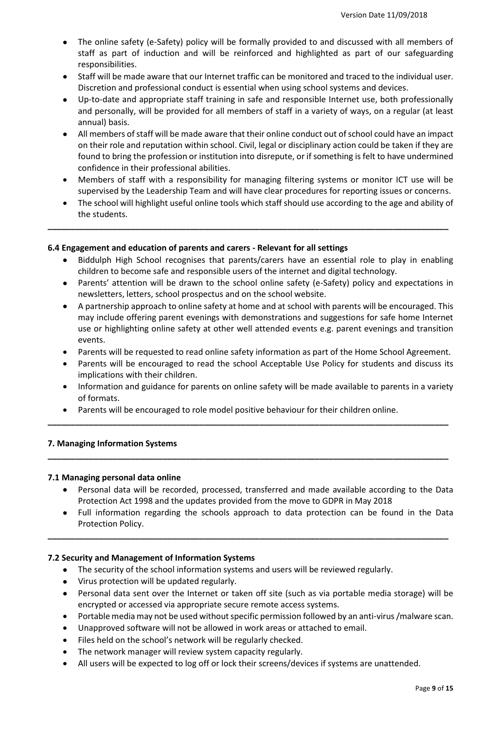- The online safety (e-Safety) policy will be formally provided to and discussed with all members of staff as part of induction and will be reinforced and highlighted as part of our safeguarding responsibilities.
- Staff will be made aware that our Internet traffic can be monitored and traced to the individual user. Discretion and professional conduct is essential when using school systems and devices.
- Up-to-date and appropriate staff training in safe and responsible Internet use, both professionally and personally, will be provided for all members of staff in a variety of ways, on a regular (at least annual) basis.
- All members of staff will be made aware that their online conduct out of school could have an impact on their role and reputation within school. Civil, legal or disciplinary action could be taken if they are found to bring the profession or institution into disrepute, or if something is felt to have undermined confidence in their professional abilities.
- Members of staff with a responsibility for managing filtering systems or monitor ICT use will be supervised by the Leadership Team and will have clear procedures for reporting issues or concerns.
- The school will highlight useful online tools which staff should use according to the age and ability of the students.

---

**6.4 Engagement and education of parents and carers - Relevant for all settings**

- Biddulph High School recognises that parents/carers have an essential role to play in enabling children to become safe and responsible users of the internet and digital technology.
- Parents' attention will be drawn to the school online safety (e-Safety) policy and expectations in newsletters, letters, school prospectus and on the school website.
- A partnership approach to online safety at home and at school with parents will be encouraged. This may include offering parent evenings with demonstrations and suggestions for safe home Internet use or highlighting online safety at other well attended events e.g. parent evenings and transition events.
- Parents will be requested to read online safety information as part of the Home School Agreement.
- Parents will be encouraged to read the school Acceptable Use Policy for students and discuss its implications with their children.
- Information and guidance for parents on online safety will be made available to parents in a variety of formats.
- Parents will be encouraged to role model positive behaviour for their children online.

---

**7. Managing Information Systems**

---

**7.1 Managing personal data online**

- Personal data will be recorded, processed, transferred and made available according to the Data Protection Act 1998 and the updates provided from the move to GDPR in May 2018
- Full information regarding the schools approach to data protection can be found in the Data Protection Policy.

---

**7.2 Security and Management of Information Systems**

- The security of the school information systems and users will be reviewed regularly.
- Virus protection will be updated regularly.
- Personal data sent over the Internet or taken off site (such as via portable media storage) will be encrypted or accessed via appropriate secure remote access systems.
- Portable media may not be used without specific permission followed by an anti-virus /malware scan.
- Unapproved software will not be allowed in work areas or attached to email.
- Files held on the school's network will be regularly checked.
- The network manager will review system capacity regularly.
- All users will be expected to log off or lock their screens/devices if systems are unattended.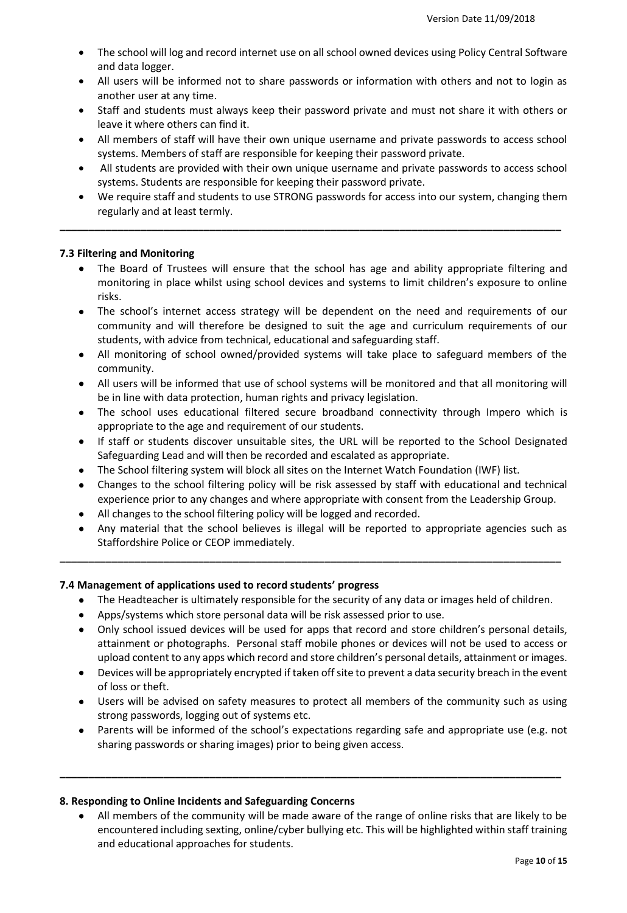- The school will log and record internet use on all school owned devices using Policy Central Software and data logger.
- All users will be informed not to share passwords or information with others and not to login as another user at any time.
- Staff and students must always keep their password private and must not share it with others or leave it where others can find it.
- All members of staff will have their own unique username and private passwords to access school systems. Members of staff are responsible for keeping their password private.
- All students are provided with their own unique username and private passwords to access school systems. Students are responsible for keeping their password private.
- We require staff and students to use STRONG passwords for access into our system, changing them regularly and at least termly.

---

### 7.3 Filtering and Monitoring

- The Board of Trustees will ensure that the school has age and ability appropriate filtering and monitoring in place whilst using school devices and systems to limit children's exposure to online risks.
- The school's internet access strategy will be dependent on the need and requirements of our community and will therefore be designed to suit the age and curriculum requirements of our students, with advice from technical, educational and safeguarding staff.
- All monitoring of school owned/provided systems will take place to safeguard members of the community.
- All users will be informed that use of school systems will be monitored and that all monitoring will be in line with data protection, human rights and privacy legislation.
- The school uses educational filtered secure broadband connectivity through Impero which is appropriate to the age and requirement of our students.
- If staff or students discover unsuitable sites, the URL will be reported to the School Designated Safeguarding Lead and will then be recorded and escalated as appropriate.
- The School filtering system will block all sites on the Internet Watch Foundation (IWF) list.
- Changes to the school filtering policy will be risk assessed by staff with educational and technical experience prior to any changes and where appropriate with consent from the Leadership Group.
- All changes to the school filtering policy will be logged and recorded.
- Any material that the school believes is illegal will be reported to appropriate agencies such as Staffordshire Police or CEOP immediately.

---

### 7.4 Management of applications used to record students' progress

- The Headteacher is ultimately responsible for the security of any data or images held of children.
- Apps/systems which store personal data will be risk assessed prior to use.
- Only school issued devices will be used for apps that record and store children's personal details, attainment or photographs. Personal staff mobile phones or devices will not be used to access or upload content to any apps which record and store children's personal details, attainment or images.
- Devices will be appropriately encrypted if taken off site to prevent a data security breach in the event of loss or theft.
- Users will be advised on safety measures to protect all members of the community such as using strong passwords, logging out of systems etc.
- Parents will be informed of the school's expectations regarding safe and appropriate use (e.g. not sharing passwords or sharing images) prior to being given access.

---

## 8. Responding to Online Incidents and Safeguarding Concerns

- All members of the community will be made aware of the range of online risks that are likely to be encountered including sexting, online/cyber bullying etc. This will be highlighted within staff training and educational approaches for students.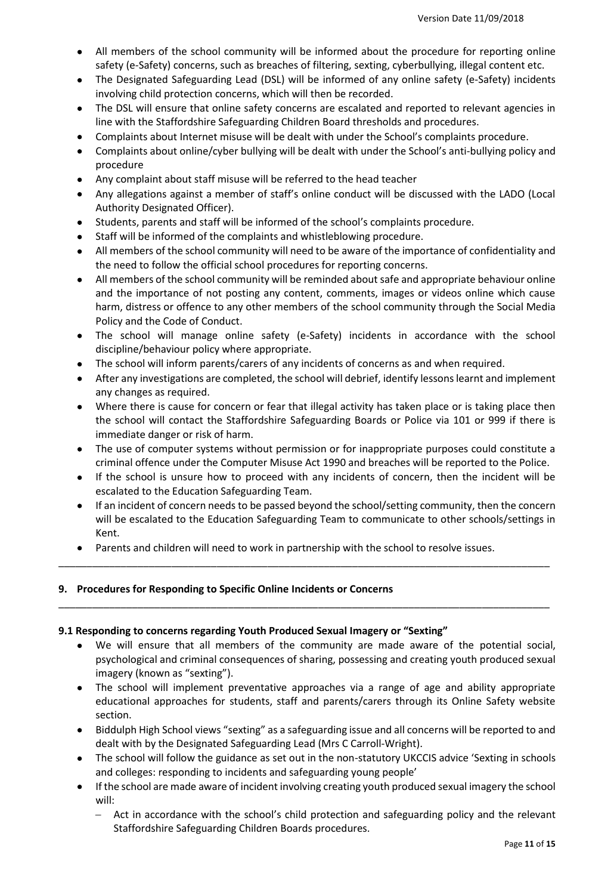- All members of the school community will be informed about the procedure for reporting online safety (e-Safety) concerns, such as breaches of filtering, sexting, cyberbullying, illegal content etc.
- The Designated Safeguarding Lead (DSL) will be informed of any online safety (e-Safety) incidents involving child protection concerns, which will then be recorded.
- The DSL will ensure that online safety concerns are escalated and reported to relevant agencies in line with the Staffordshire Safeguarding Children Board thresholds and procedures.
- Complaints about Internet misuse will be dealt with under the School's complaints procedure.
- Complaints about online/cyber bullying will be dealt with under the School's anti-bullying policy and procedure
- Any complaint about staff misuse will be referred to the head teacher
- Any allegations against a member of staff's online conduct will be discussed with the LADO (Local Authority Designated Officer).
- Students, parents and staff will be informed of the school's complaints procedure.
- Staff will be informed of the complaints and whistleblowing procedure.
- All members of the school community will need to be aware of the importance of confidentiality and the need to follow the official school procedures for reporting concerns.
- All members of the school community will be reminded about safe and appropriate behaviour online and the importance of not posting any content, comments, images or videos online which cause harm, distress or offence to any other members of the school community through the Social Media Policy and the Code of Conduct.
- The school will manage online safety (e-Safety) incidents in accordance with the school discipline/behaviour policy where appropriate.
- The school will inform parents/carers of any incidents of concerns as and when required.
- After any investigations are completed, the school will debrief, identify lessons learnt and implement any changes as required.
- Where there is cause for concern or fear that illegal activity has taken place or is taking place then the school will contact the Staffordshire Safeguarding Boards or Police via 101 or 999 if there is immediate danger or risk of harm.
- The use of computer systems without permission or for inappropriate purposes could constitute a criminal offence under the Computer Misuse Act 1990 and breaches will be reported to the Police.
- If the school is unsure how to proceed with any incidents of concern, then the incident will be escalated to the Education Safeguarding Team.
- If an incident of concern needs to be passed beyond the school/setting community, then the concern will be escalated to the Education Safeguarding Team to communicate to other schools/settings in Kent.
- Parents and children will need to work in partnership with the school to resolve issues.

---

## 9. Procedures for Responding to Specific Online Incidents or Concerns

---

### 9.1 Responding to concerns regarding Youth Produced Sexual Imagery or "Sexting"

- We will ensure that all members of the community are made aware of the potential social, psychological and criminal consequences of sharing, possessing and creating youth produced sexual imagery (known as "sexting").
- The school will implement preventative approaches via a range of age and ability appropriate educational approaches for students, staff and parents/carers through its Online Safety website section.
- Biddulph High School views "sexting" as a safeguarding issue and all concerns will be reported to and dealt with by the Designated Safeguarding Lead (Mrs C Carroll-Wright).
- The school will follow the guidance as set out in the non-statutory UKCCIS advice 'Sexting in schools and colleges: responding to incidents and safeguarding young people'
- If the school are made aware of incident involving creating youth produced sexual imagery the school will:
  - Act in accordance with the school's child protection and safeguarding policy and the relevant Staffordshire Safeguarding Children Boards procedures.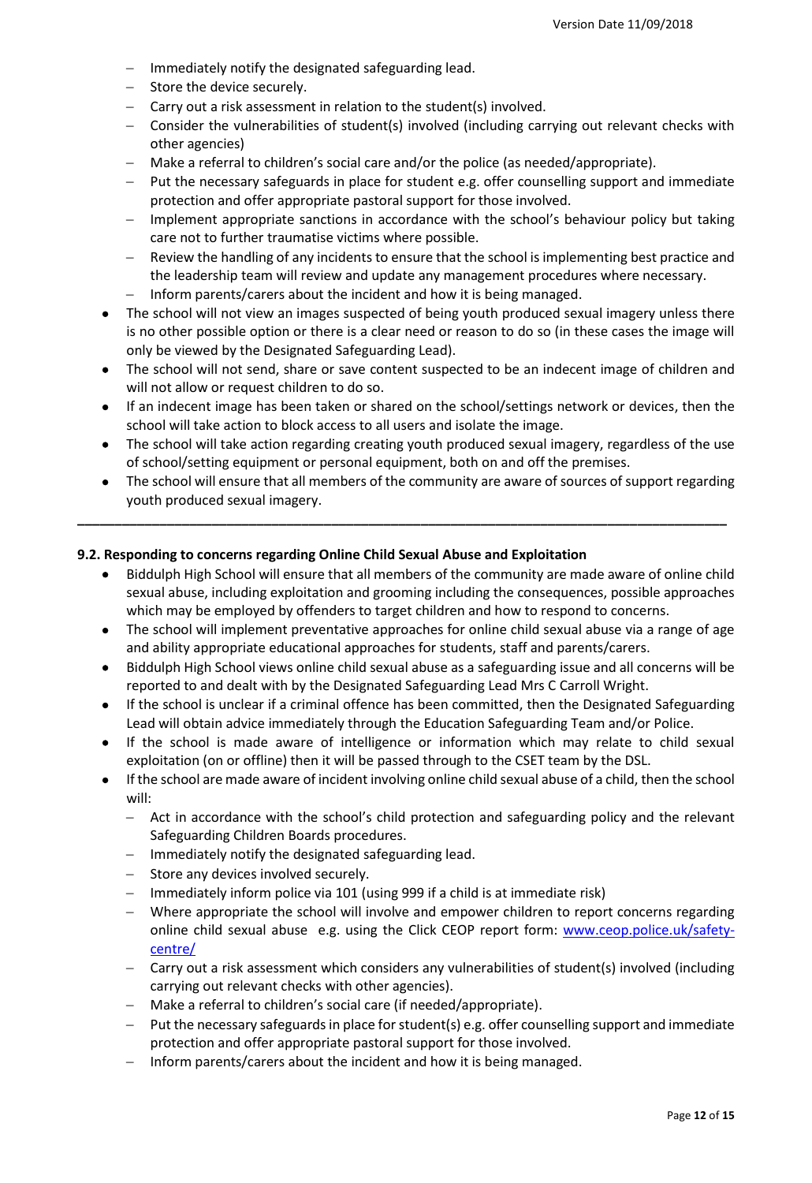- Immediately notify the designated safeguarding lead.
  - Store the device securely.
  - Carry out a risk assessment in relation to the student(s) involved.
  - Consider the vulnerabilities of student(s) involved (including carrying out relevant checks with other agencies)
  - Make a referral to children's social care and/or the police (as needed/appropriate).
  - Put the necessary safeguards in place for student e.g. offer counselling support and immediate protection and offer appropriate pastoral support for those involved.
  - Implement appropriate sanctions in accordance with the school's behaviour policy but taking care not to further traumatise victims where possible.
  - Review the handling of any incidents to ensure that the school is implementing best practice and the leadership team will review and update any management procedures where necessary.
  - Inform parents/carers about the incident and how it is being managed.
- The school will not view an images suspected of being youth produced sexual imagery unless there is no other possible option or there is a clear need or reason to do so (in these cases the image will only be viewed by the Designated Safeguarding Lead).
- The school will not send, share or save content suspected to be an indecent image of children and will not allow or request children to do so.
- If an indecent image has been taken or shared on the school/settings network or devices, then the school will take action to block access to all users and isolate the image.
- The school will take action regarding creating youth produced sexual imagery, regardless of the use of school/setting equipment or personal equipment, both on and off the premises.
- The school will ensure that all members of the community are aware of sources of support regarding youth produced sexual imagery.

---

**9.2. Responding to concerns regarding Online Child Sexual Abuse and Exploitation**

- Biddulph High School will ensure that all members of the community are made aware of online child sexual abuse, including exploitation and grooming including the consequences, possible approaches which may be employed by offenders to target children and how to respond to concerns.
- The school will implement preventative approaches for online child sexual abuse via a range of age and ability appropriate educational approaches for students, staff and parents/carers.
- Biddulph High School views online child sexual abuse as a safeguarding issue and all concerns will be reported to and dealt with by the Designated Safeguarding Lead Mrs C Carroll Wright.
- If the school is unclear if a criminal offence has been committed, then the Designated Safeguarding Lead will obtain advice immediately through the Education Safeguarding Team and/or Police.
- If the school is made aware of intelligence or information which may relate to child sexual exploitation (on or offline) then it will be passed through to the CSET team by the DSL.
- If the school are made aware of incident involving online child sexual abuse of a child, then the school will:
  - Act in accordance with the school's child protection and safeguarding policy and the relevant Safeguarding Children Boards procedures.
  - Immediately notify the designated safeguarding lead.
  - Store any devices involved securely.
  - Immediately inform police via 101 (using 999 if a child is at immediate risk)
  - Where appropriate the school will involve and empower children to report concerns regarding online child sexual abuse e.g. using the Click CEOP report form: [www.ceop.police.uk/safety-centre/](www.ceop.police.uk/safety-centre/)
  - Carry out a risk assessment which considers any vulnerabilities of student(s) involved (including carrying out relevant checks with other agencies).
  - Make a referral to children's social care (if needed/appropriate).
  - Put the necessary safeguards in place for student(s) e.g. offer counselling support and immediate protection and offer appropriate pastoral support for those involved.
  - Inform parents/carers about the incident and how it is being managed.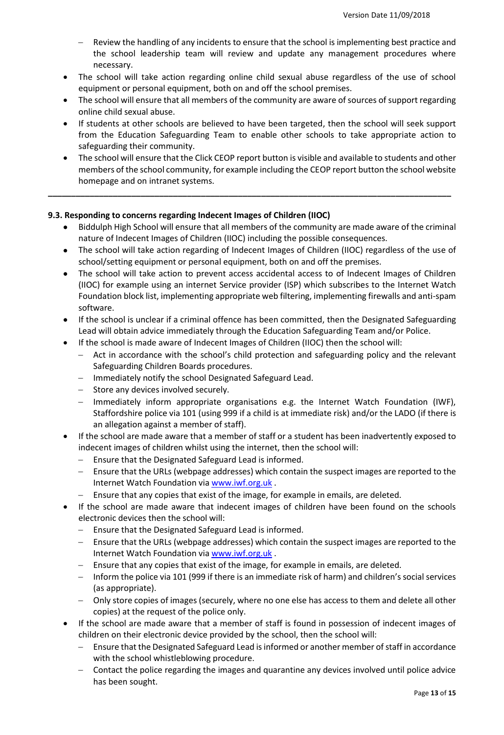- Review the handling of any incidents to ensure that the school is implementing best practice and the school leadership team will review and update any management procedures where necessary.

- The school will take action regarding online child sexual abuse regardless of the use of school equipment or personal equipment, both on and off the school premises.
- The school will ensure that all members of the community are aware of sources of support regarding online child sexual abuse.
- If students at other schools are believed to have been targeted, then the school will seek support from the Education Safeguarding Team to enable other schools to take appropriate action to safeguarding their community.
- The school will ensure that the Click CEOP report button is visible and available to students and other members of the school community, for example including the CEOP report button the school website homepage and on intranet systems.

---

### 9.3. Responding to concerns regarding Indecent Images of Children (IIOC)

- Biddulph High School will ensure that all members of the community are made aware of the criminal nature of Indecent Images of Children (IIOC) including the possible consequences.
- The school will take action regarding of Indecent Images of Children (IIOC) regardless of the use of school/setting equipment or personal equipment, both on and off the premises.
- The school will take action to prevent access accidental access to of Indecent Images of Children (IIOC) for example using an internet Service provider (ISP) which subscribes to the Internet Watch Foundation block list, implementing appropriate web filtering, implementing firewalls and anti-spam software.
- If the school is unclear if a criminal offence has been committed, then the Designated Safeguarding Lead will obtain advice immediately through the Education Safeguarding Team and/or Police.
- If the school is made aware of Indecent Images of Children (IIOC) then the school will:
  - Act in accordance with the school's child protection and safeguarding policy and the relevant Safeguarding Children Boards procedures.
  - Immediately notify the school Designated Safeguard Lead.
  - Store any devices involved securely.
  - Immediately inform appropriate organisations e.g. the Internet Watch Foundation (IWF), Staffordshire police via 101 (using 999 if a child is at immediate risk) and/or the LADO (if there is an allegation against a member of staff).
- If the school are made aware that a member of staff or a student has been inadvertently exposed to indecent images of children whilst using the internet, then the school will:
  - Ensure that the Designated Safeguard Lead is informed.
  - Ensure that the URLs (webpage addresses) which contain the suspect images are reported to the Internet Watch Foundation via www.iwf.org.uk .
  - Ensure that any copies that exist of the image, for example in emails, are deleted.
- If the school are made aware that indecent images of children have been found on the schools electronic devices then the school will:
  - Ensure that the Designated Safeguard Lead is informed.
  - Ensure that the URLs (webpage addresses) which contain the suspect images are reported to the Internet Watch Foundation via www.iwf.org.uk .
  - Ensure that any copies that exist of the image, for example in emails, are deleted.
  - Inform the police via 101 (999 if there is an immediate risk of harm) and children's social services (as appropriate).
  - Only store copies of images (securely, where no one else has access to them and delete all other copies) at the request of the police only.
- If the school are made aware that a member of staff is found in possession of indecent images of children on their electronic device provided by the school, then the school will:
  - Ensure that the Designated Safeguard Lead is informed or another member of staff in accordance with the school whistleblowing procedure.
  - Contact the police regarding the images and quarantine any devices involved until police advice has been sought.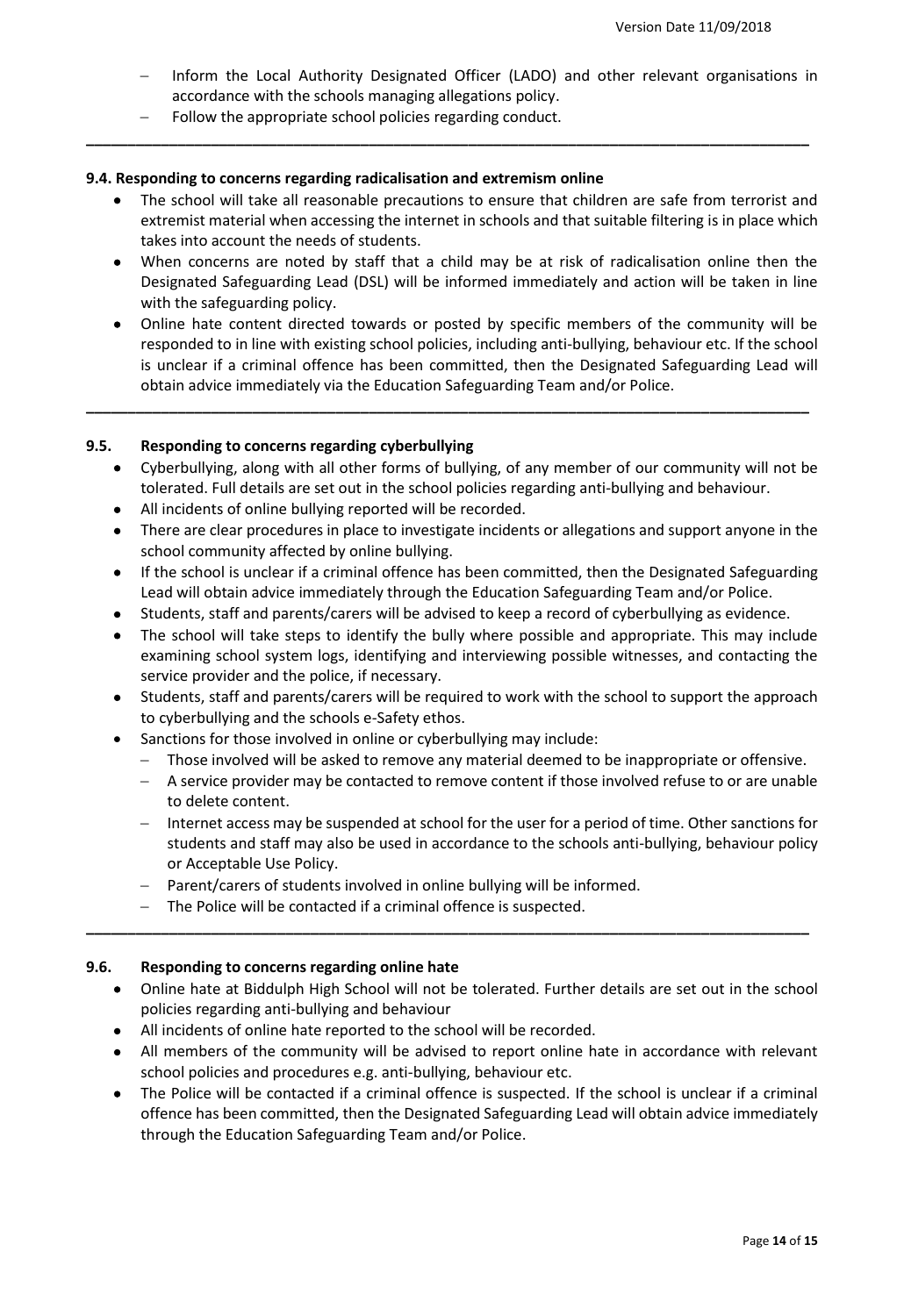- Inform the Local Authority Designated Officer (LADO) and other relevant organisations in accordance with the schools managing allegations policy.
- Follow the appropriate school policies regarding conduct.

---

### 9.4. Responding to concerns regarding radicalisation and extremism online

- The school will take all reasonable precautions to ensure that children are safe from terrorist and extremist material when accessing the internet in schools and that suitable filtering is in place which takes into account the needs of students.
- When concerns are noted by staff that a child may be at risk of radicalisation online then the Designated Safeguarding Lead (DSL) will be informed immediately and action will be taken in line with the safeguarding policy.
- Online hate content directed towards or posted by specific members of the community will be responded to in line with existing school policies, including anti-bullying, behaviour etc. If the school is unclear if a criminal offence has been committed, then the Designated Safeguarding Lead will obtain advice immediately via the Education Safeguarding Team and/or Police.

---

### 9.5. Responding to concerns regarding cyberbullying

- Cyberbullying, along with all other forms of bullying, of any member of our community will not be tolerated. Full details are set out in the school policies regarding anti-bullying and behaviour.
- All incidents of online bullying reported will be recorded.
- There are clear procedures in place to investigate incidents or allegations and support anyone in the school community affected by online bullying.
- If the school is unclear if a criminal offence has been committed, then the Designated Safeguarding Lead will obtain advice immediately through the Education Safeguarding Team and/or Police.
- Students, staff and parents/carers will be advised to keep a record of cyberbullying as evidence.
- The school will take steps to identify the bully where possible and appropriate. This may include examining school system logs, identifying and interviewing possible witnesses, and contacting the service provider and the police, if necessary.
- Students, staff and parents/carers will be required to work with the school to support the approach to cyberbullying and the schools e-Safety ethos.
- Sanctions for those involved in online or cyberbullying may include:
  - Those involved will be asked to remove any material deemed to be inappropriate or offensive.
  - A service provider may be contacted to remove content if those involved refuse to or are unable to delete content.
  - Internet access may be suspended at school for the user for a period of time. Other sanctions for students and staff may also be used in accordance to the schools anti-bullying, behaviour policy or Acceptable Use Policy.
  - Parent/carers of students involved in online bullying will be informed.
  - The Police will be contacted if a criminal offence is suspected.

---

### 9.6. Responding to concerns regarding online hate

- Online hate at Biddulph High School will not be tolerated. Further details are set out in the school policies regarding anti-bullying and behaviour
- All incidents of online hate reported to the school will be recorded.
- All members of the community will be advised to report online hate in accordance with relevant school policies and procedures e.g. anti-bullying, behaviour etc.
- The Police will be contacted if a criminal offence is suspected. If the school is unclear if a criminal offence has been committed, then the Designated Safeguarding Lead will obtain advice immediately through the Education Safeguarding Team and/or Police.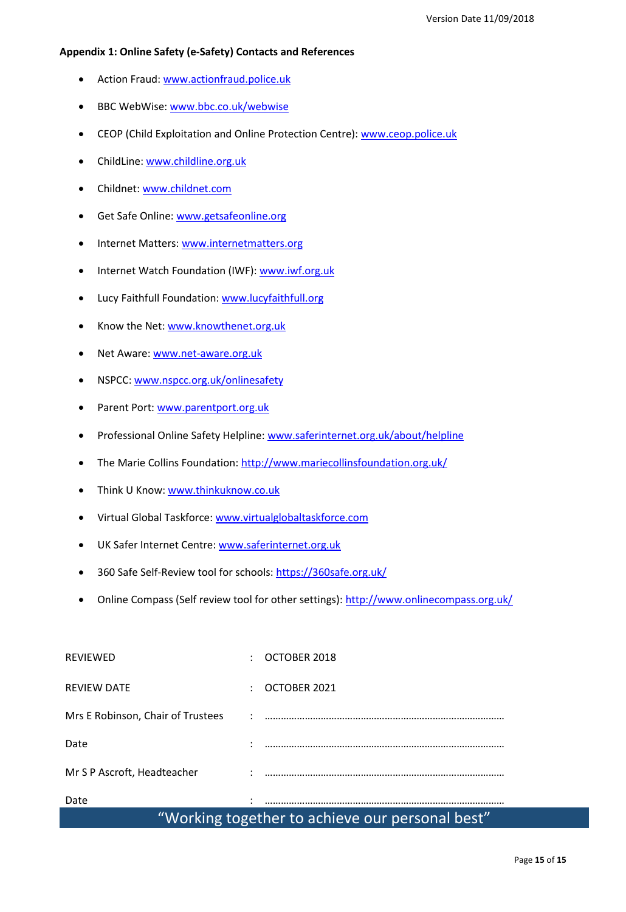### Appendix 1: Online Safety (e-Safety) Contacts and References

- Action Fraud: www.actionfraud.police.uk
- BBC WebWise: www.bbc.co.uk/webwise
- CEOP (Child Exploitation and Online Protection Centre): www.ceop.police.uk
- ChildLine: www.childline.org.uk
- Childnet: www.childnet.com
- Get Safe Online: www.getsafeonline.org
- Internet Matters: www.internetmatters.org
- Internet Watch Foundation (IWF): www.iwf.org.uk
- Lucy Faithfull Foundation: www.lucyfaithfull.org
- Know the Net: www.knowthenet.org.uk
- Net Aware: www.net-aware.org.uk
- NSPCC: www.nspcc.org.uk/onlinesafety
- Parent Port: www.parentport.org.uk
- Professional Online Safety Helpline: www.saferinternet.org.uk/about/helpline
- The Marie Collins Foundation: http://www.mariecollinsfoundation.org.uk/
- Think U Know: www.thinkuknow.co.uk
- Virtual Global Taskforce: www.virtualglobaltaskforce.com
- UK Safer Internet Centre: www.saferinternet.org.uk
- 360 Safe Self-Review tool for schools: https://360safe.org.uk/
- Online Compass (Self review tool for other settings): http://www.onlinecompass.org.uk/

| | | |
|---|---|---|
| REVIEWED | : | OCTOBER 2018 |
| REVIEW DATE | : | OCTOBER 2021 |
| Mrs E Robinson, Chair of Trustees | : | ……………………………………………………………………… |
| Date | : | ……………………………………………………………………… |
| Mr S P Ascroft, Headteacher | : | ……………………………………………………………………… |
| Date | : | ……………………………………………………………………… |

"Working together to achieve our personal best"